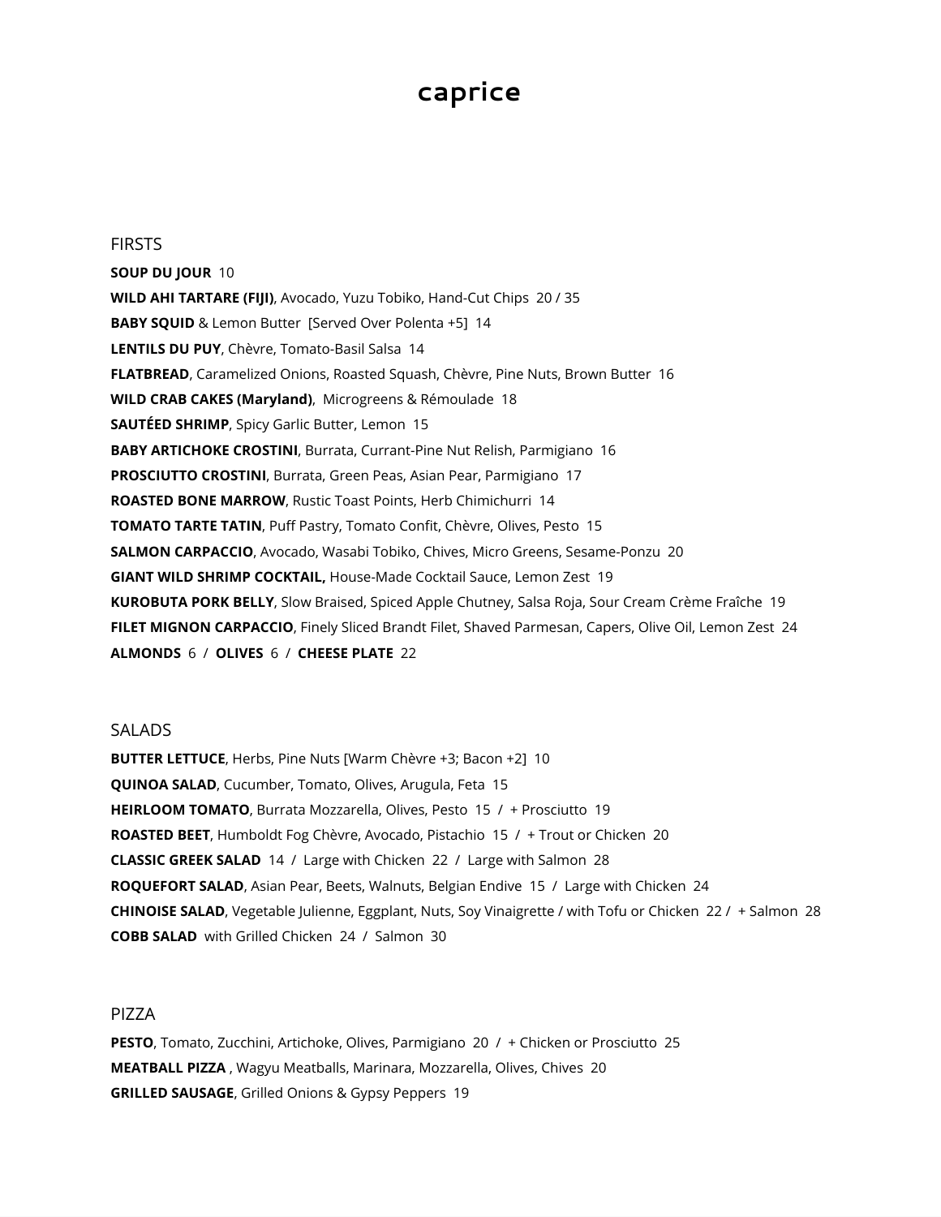# caprice

## FIRSTS

**SOUP DU JOUR** 10

**WILD AHI TARTARE (FIJI)**, Avocado, Yuzu Tobiko, Hand-Cut Chips 20 / 35

**BABY SQUID** & Lemon Butter [Served Over Polenta +5] 14

**LENTILS DU PUY**, Chèvre, Tomato-Basil Salsa 14

**FLATBREAD**, Caramelized Onions, Roasted Squash, Chèvre, Pine Nuts, Brown Butter 16

**WILD CRAB CAKES (Maryland)**, Microgreens & Rémoulade 18

**SAUTÉED SHRIMP**, Spicy Garlic Butter, Lemon 15

**BABY ARTICHOKE CROSTINI**, Burrata, Currant-Pine Nut Relish, Parmigiano 16

**PROSCIUTTO CROSTINI**, Burrata, Green Peas, Asian Pear, Parmigiano 17

**ROASTED BONE MARROW**, Rustic Toast Points, Herb Chimichurri 14

**TOMATO TARTE TATIN**, Puff Pastry, Tomato Confit, Chèvre, Olives, Pesto 15

**SALMON CARPACCIO**, Avocado, Wasabi Tobiko, Chives, Micro Greens, Sesame-Ponzu 20

**GIANT WILD SHRIMP COCKTAIL,** House-Made Cocktail Sauce, Lemon Zest 19

**KUROBUTA PORK BELLY**, Slow Braised, Spiced Apple Chutney, Salsa Roja, Sour Cream Crème Fraîche 19

**FILET MIGNON CARPACCIO**, Finely Sliced Brandt Filet, Shaved Parmesan, Capers, Olive Oil, Lemon Zest 24

**ALMONDS** 6 / **OLIVES** 6 / **CHEESE PLATE** 22

## SALADS

**BUTTER LETTUCE**, Herbs, Pine Nuts [Warm Chèvre +3; Bacon +2] 10

**QUINOA SALAD**, Cucumber, Tomato, Olives, Arugula, Feta 15

**HEIRLOOM TOMATO**, Burrata Mozzarella, Olives, Pesto 15 / + Prosciutto 19

**ROASTED BEET**, Humboldt Fog Chèvre, Avocado, Pistachio 15 / + Trout or Chicken 20

**CLASSIC GREEK SALAD** 14 / Large with Chicken 22 / Large with Salmon 28

**ROQUEFORT SALAD**, Asian Pear, Beets, Walnuts, Belgian Endive 15 / Large with Chicken 24

**CHINOISE SALAD**, Vegetable Julienne, Eggplant, Nuts, Soy Vinaigrette / with Tofu or Chicken 22 / + Salmon 28

**COBB SALAD** with Grilled Chicken 24 / Salmon 30

## PIZZA

**PESTO**, Tomato, Zucchini, Artichoke, Olives, Parmigiano 20 / + Chicken or Prosciutto 25

**MEATBALL PIZZA** , Wagyu Meatballs, Marinara, Mozzarella, Olives, Chives 20

**GRILLED SAUSAGE**, Grilled Onions & Gypsy Peppers 19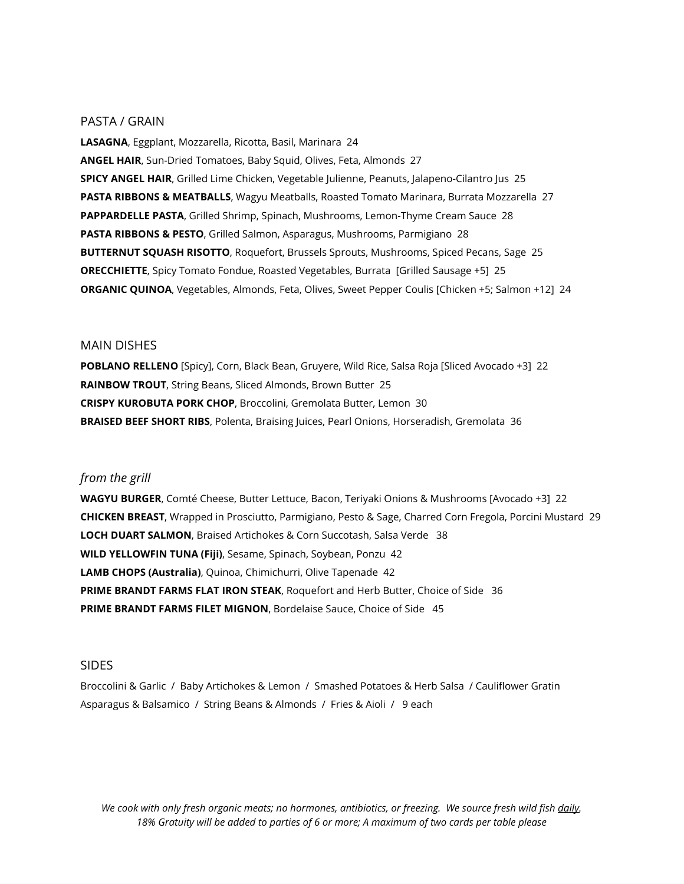## PASTA / GRAIN

**LASAGNA**, Eggplant, Mozzarella, Ricotta, Basil, Marinara 24

**ANGEL HAIR**, Sun-Dried Tomatoes, Baby Squid, Olives, Feta, Almonds 27

**SPICY ANGEL HAIR**, Grilled Lime Chicken, Vegetable Julienne, Peanuts, Jalapeno-Cilantro Jus 25

**PASTA RIBBONS & MEATBALLS**, Wagyu Meatballs, Roasted Tomato Marinara, Burrata Mozzarella 27

**PAPPARDELLE PASTA**, Grilled Shrimp, Spinach, Mushrooms, Lemon-Thyme Cream Sauce 28

**PASTA RIBBONS & PESTO**, Grilled Salmon, Asparagus, Mushrooms, Parmigiano 28

**BUTTERNUT SQUASH RISOTTO**, Roquefort, Brussels Sprouts, Mushrooms, Spiced Pecans, Sage 25

**ORECCHIETTE**, Spicy Tomato Fondue, Roasted Vegetables, Burrata [Grilled Sausage +5] 25

**ORGANIC QUINOA**, Vegetables, Almonds, Feta, Olives, Sweet Pepper Coulis [Chicken +5; Salmon +12] 24

## MAIN DISHES

**POBLANO RELLENO** [Spicy], Corn, Black Bean, Gruyere, Wild Rice, Salsa Roja [Sliced Avocado +3] 22

**RAINBOW TROUT**, String Beans, Sliced Almonds, Brown Butter 25

**CRISPY KUROBUTA PORK CHOP**, Broccolini, Gremolata Butter, Lemon 30

**BRAISED BEEF SHORT RIBS**, Polenta, Braising Juices, Pearl Onions, Horseradish, Gremolata 36

## *from the grill*

**WAGYU BURGER**, Comté Cheese, Butter Lettuce, Bacon, Teriyaki Onions & Mushrooms [Avocado +3] 22

**CHICKEN BREAST**, Wrapped in Prosciutto, Parmigiano, Pesto & Sage, Charred Corn Fregola, Porcini Mustard 29

**LOCH DUART SALMON**, Braised Artichokes & Corn Succotash, Salsa Verde 38

**WILD YELLOWFIN TUNA (Fiji)**, Sesame, Spinach, Soybean, Ponzu 42

**LAMB CHOPS (Australia)**, Quinoa, Chimichurri, Olive Tapenade 42

**PRIME BRANDT FARMS FLAT IRON STEAK**, Roquefort and Herb Butter, Choice of Side 36

**PRIME BRANDT FARMS FILET MIGNON**, Bordelaise Sauce, Choice of Side 45

## SIDES

Broccolini & Garlic / Baby Artichokes & Lemon / Smashed Potatoes & Herb Salsa / Cauliflower Gratin
Asparagus & Balsamico / String Beans & Almonds / Fries & Aioli / 9 each

*We cook with only fresh organic meats; no hormones, antibiotics, or freezing. We source fresh wild fish daily.*
*18% Gratuity will be added to parties of 6 or more; A maximum of two cards per table please*